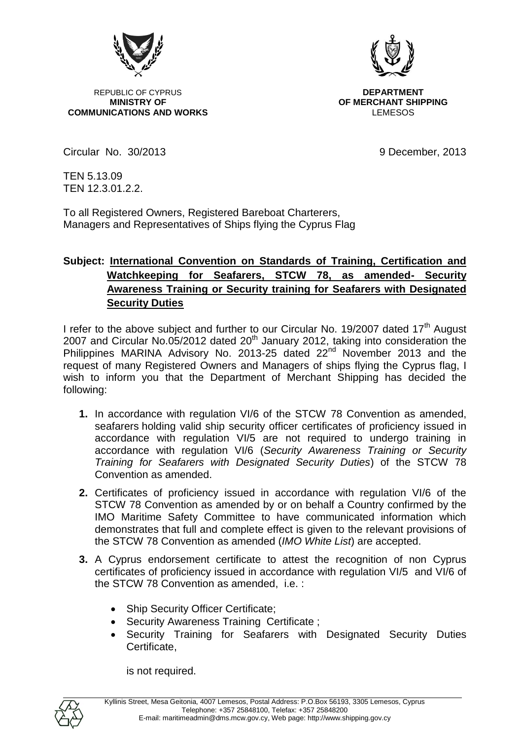REPUBLIC OF CYPRUS
**MINISTRY OF COMMUNICATIONS AND WORKS**

**DEPARTMENT OF MERCHANT SHIPPING**
LEMESOS

Circular No. 30/2013

9 December, 2013

TEN 5.13.09
TEN 12.3.01.2.2.

To all Registered Owners, Registered Bareboat Charterers,
Managers and Representatives of Ships flying the Cyprus Flag

**Subject: International Convention on Standards of Training, Certification and Watchkeeping for Seafarers, STCW 78, as amended- Security Awareness Training or Security training for Seafarers with Designated Security Duties**

I refer to the above subject and further to our Circular No. 19/2007 dated 17th August 2007 and Circular No.05/2012 dated 20th January 2012, taking into consideration the Philippines MARINA Advisory No. 2013-25 dated 22nd November 2013 and the request of many Registered Owners and Managers of ships flying the Cyprus flag, I wish to inform you that the Department of Merchant Shipping has decided the following:

1. In accordance with regulation VI/6 of the STCW 78 Convention as amended, seafarers holding valid ship security officer certificates of proficiency issued in accordance with regulation VI/5 are not required to undergo training in accordance with regulation VI/6 (*Security Awareness Training or Security Training for Seafarers with Designated Security Duties*) of the STCW 78 Convention as amended.

2. Certificates of proficiency issued in accordance with regulation VI/6 of the STCW 78 Convention as amended by or on behalf a Country confirmed by the IMO Maritime Safety Committee to have communicated information which demonstrates that full and complete effect is given to the relevant provisions of the STCW 78 Convention as amended (*IMO White List*) are accepted.

3. A Cyprus endorsement certificate to attest the recognition of non Cyprus certificates of proficiency issued in accordance with regulation VI/5 and VI/6 of the STCW 78 Convention as amended, i.e. :

   - Ship Security Officer Certificate;
   - Security Awareness Training Certificate ;
   - Security Training for Seafarers with Designated Security Duties Certificate,

   is not required.

Kyllinis Street, Mesa Geitonia, 4007 Lemesos, Postal Address: P.O.Box 56193, 3305 Lemesos, Cyprus
Telephone: +357 25848100, Telefax: +357 25848200
E-mail: maritimeadmin@dms.mcw.gov.cy, Web page: http://www.shipping.gov.cy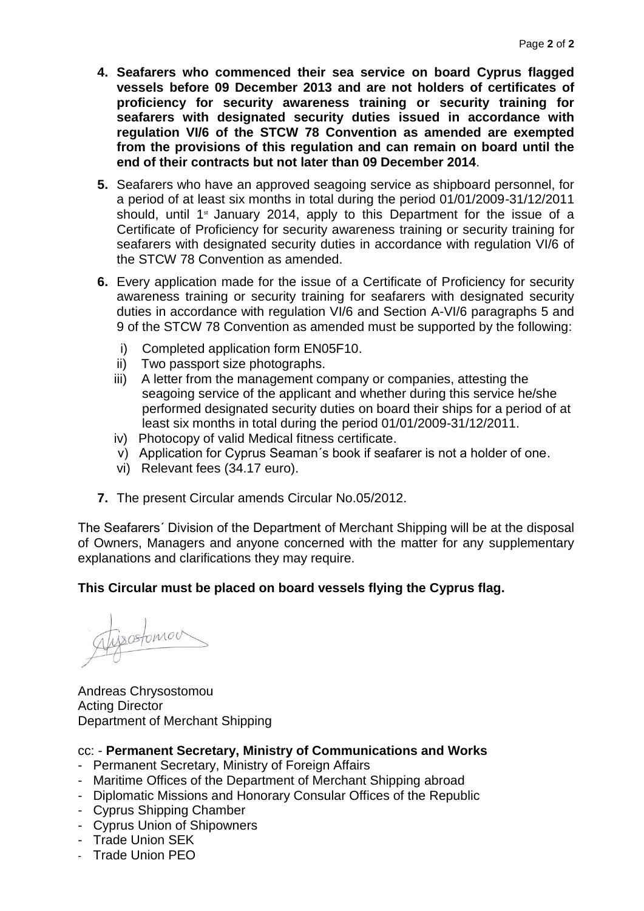4. **Seafarers who commenced their sea service on board Cyprus flagged vessels before 09 December 2013 and are not holders of certificates of proficiency for security awareness training or security training for seafarers with designated security duties issued in accordance with regulation VI/6 of the STCW 78 Convention as amended are exempted from the provisions of this regulation and can remain on board until the end of their contracts but not later than 09 December 2014**.

5. Seafarers who have an approved seagoing service as shipboard personnel, for a period of at least six months in total during the period 01/01/2009-31/12/2011 should, until 1st January 2014, apply to this Department for the issue of a Certificate of Proficiency for security awareness training or security training for seafarers with designated security duties in accordance with regulation VI/6 of the STCW 78 Convention as amended.

6. Every application made for the issue of a Certificate of Proficiency for security awareness training or security training for seafarers with designated security duties in accordance with regulation VI/6 and Section A-VI/6 paragraphs 5 and 9 of the STCW 78 Convention as amended must be supported by the following:

   i) Completed application form EN05F10.
   ii) Two passport size photographs.
   iii) A letter from the management company or companies, attesting the seagoing service of the applicant and whether during this service he/she performed designated security duties on board their ships for a period of at least six months in total during the period 01/01/2009-31/12/2011.
   iv) Photocopy of valid Medical fitness certificate.
   v) Application for Cyprus Seaman´s book if seafarer is not a holder of one.
   vi) Relevant fees (34.17 euro).

7. The present Circular amends Circular No.05/2012.

The Seafarers´ Division of the Department of Merchant Shipping will be at the disposal of Owners, Managers and anyone concerned with the matter for any supplementary explanations and clarifications they may require.

**This Circular must be placed on board vessels flying the Cyprus flag.**

Andreas Chrysostomou
Acting Director
Department of Merchant Shipping

cc: - **Permanent Secretary, Ministry of Communications and Works**
- Permanent Secretary, Ministry of Foreign Affairs
- Maritime Offices of the Department of Merchant Shipping abroad
- Diplomatic Missions and Honorary Consular Offices of the Republic
- Cyprus Shipping Chamber
- Cyprus Union of Shipowners
- Trade Union SEK
- Trade Union PEO